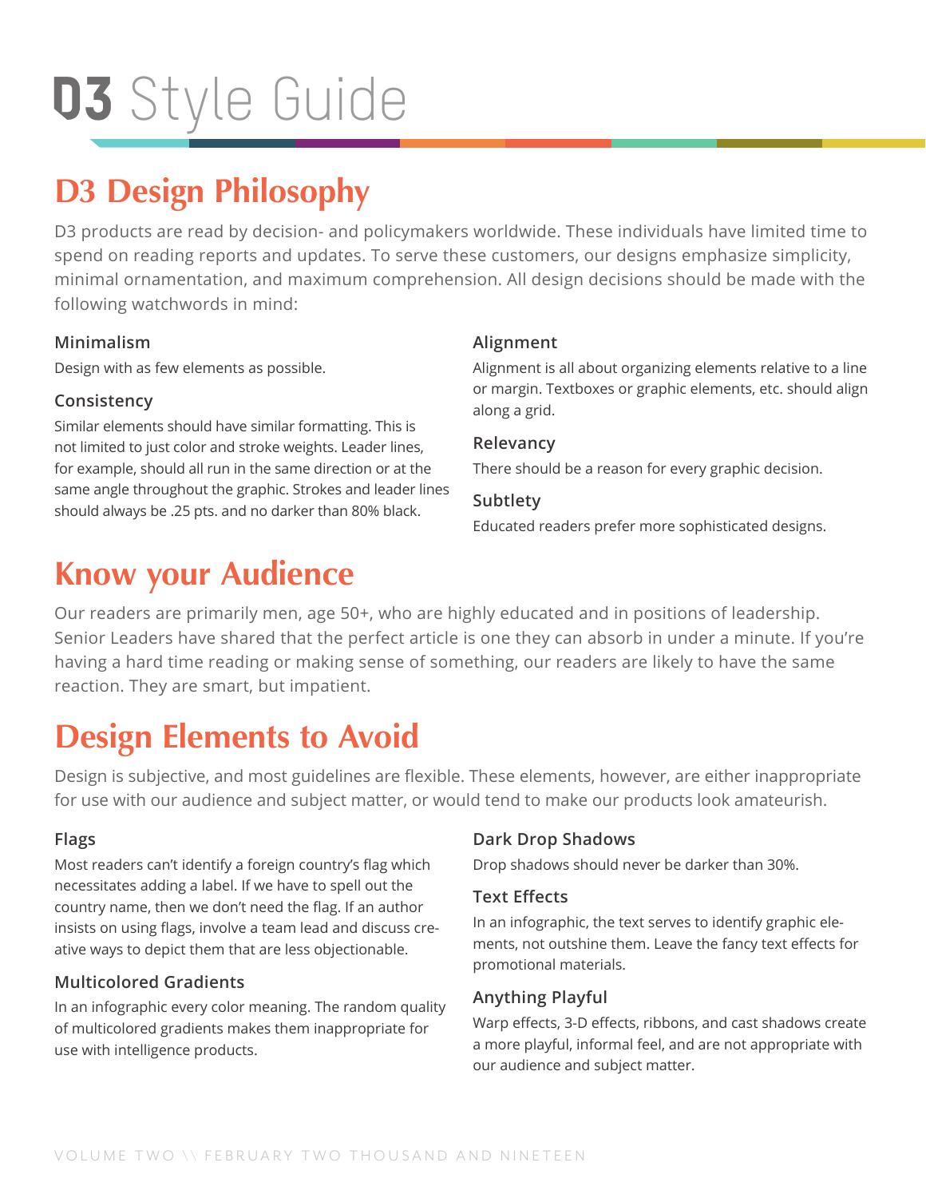# D3 Style Guide

## D3 Design Philosophy

D3 products are read by decision- and policymakers worldwide. These individuals have limited time to spend on reading reports and updates. To serve these customers, our designs emphasize simplicity, minimal ornamentation, and maximum comprehension. All design decisions should be made with the following watchwords in mind:

### Minimalism

Design with as few elements as possible.

### Consistency

Similar elements should have similar formatting. This is not limited to just color and stroke weights. Leader lines, for example, should all run in the same direction or at the same angle throughout the graphic. Strokes and leader lines should always be .25 pts. and no darker than 80% black.

### Alignment

Alignment is all about organizing elements relative to a line or margin. Textboxes or graphic elements, etc. should align along a grid.

### Relevancy

There should be a reason for every graphic decision.

### Subtlety

Educated readers prefer more sophisticated designs.

## Know your Audience

Our readers are primarily men, age 50+, who are highly educated and in positions of leadership. Senior Leaders have shared that the perfect article is one they can absorb in under a minute. If you're having a hard time reading or making sense of something, our readers are likely to have the same reaction. They are smart, but impatient.

## Design Elements to Avoid

Design is subjective, and most guidelines are flexible. These elements, however, are either inappropriate for use with our audience and subject matter, or would tend to make our products look amateurish.

### Flags

Most readers can't identify a foreign country's flag which necessitates adding a label. If we have to spell out the country name, then we don't need the flag. If an author insists on using flags, involve a team lead and discuss creative ways to depict them that are less objectionable.

### Multicolored Gradients

In an infographic every color meaning. The random quality of multicolored gradients makes them inappropriate for use with intelligence products.

### Dark Drop Shadows

Drop shadows should never be darker than 30%.

### Text Effects

In an infographic, the text serves to identify graphic elements, not outshine them. Leave the fancy text effects for promotional materials.

### Anything Playful

Warp effects, 3-D effects, ribbons, and cast shadows create a more playful, informal feel, and are not appropriate with our audience and subject matter.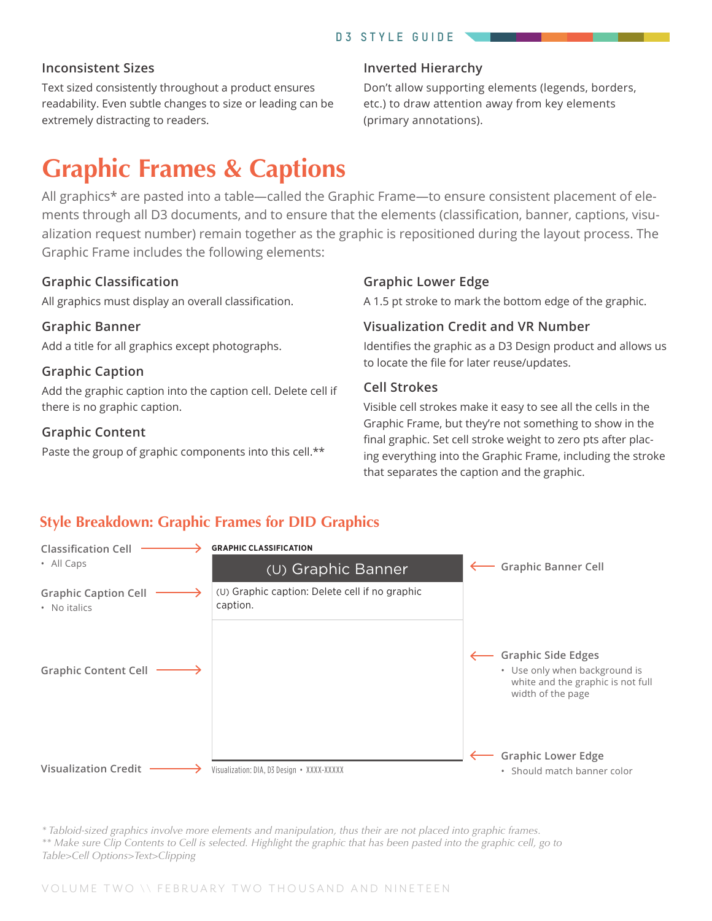### Inconsistent Sizes

Text sized consistently throughout a product ensures readability. Even subtle changes to size or leading can be extremely distracting to readers.

### Inverted Hierarchy

Don't allow supporting elements (legends, borders, etc.) to draw attention away from key elements (primary annotations).

# Graphic Frames & Captions

All graphics* are pasted into a table—called the Graphic Frame—to ensure consistent placement of elements through all D3 documents, and to ensure that the elements (classification, banner, captions, visualization request number) remain together as the graphic is repositioned during the layout process. The Graphic Frame includes the following elements:

### Graphic Classification

All graphics must display an overall classification.

### Graphic Banner

Add a title for all graphics except photographs.

### Graphic Caption

Add the graphic caption into the caption cell. Delete cell if there is no graphic caption.

### Graphic Content

Paste the group of graphic components into this cell.**

### Graphic Lower Edge

A 1.5 pt stroke to mark the bottom edge of the graphic.

### Visualization Credit and VR Number

Identifies the graphic as a D3 Design product and allows us to locate the file for later reuse/updates.

### Cell Strokes

Visible cell strokes make it easy to see all the cells in the Graphic Frame, but they're not something to show in the final graphic. Set cell stroke weight to zero pts after placing everything into the Graphic Frame, including the stroke that separates the caption and the graphic.

## Style Breakdown: Graphic Frames for DID Graphics

**Classification Cell** → GRAPHIC CLASSIFICATION
- All Caps

(U) Graphic Banner ← **Graphic Banner Cell**

**Graphic Caption Cell** → (U) Graphic caption: Delete cell if no graphic caption.
- No italics

**Graphic Content Cell** →

← **Graphic Side Edges**
- Use only when background is white and the graphic is not full width of the page

← **Graphic Lower Edge**
- Should match banner color

**Visualization Credit** → Visualization: DIA, D3 Design • XXXX-XXXXX

*\* Tabloid-sized graphics involve more elements and manipulation, thus their are not placed into graphic frames.*
*\*\* Make sure Clip Contents to Cell is selected. Highlight the graphic that has been pasted into the graphic cell, go to Table>Cell Options>Text>Clipping*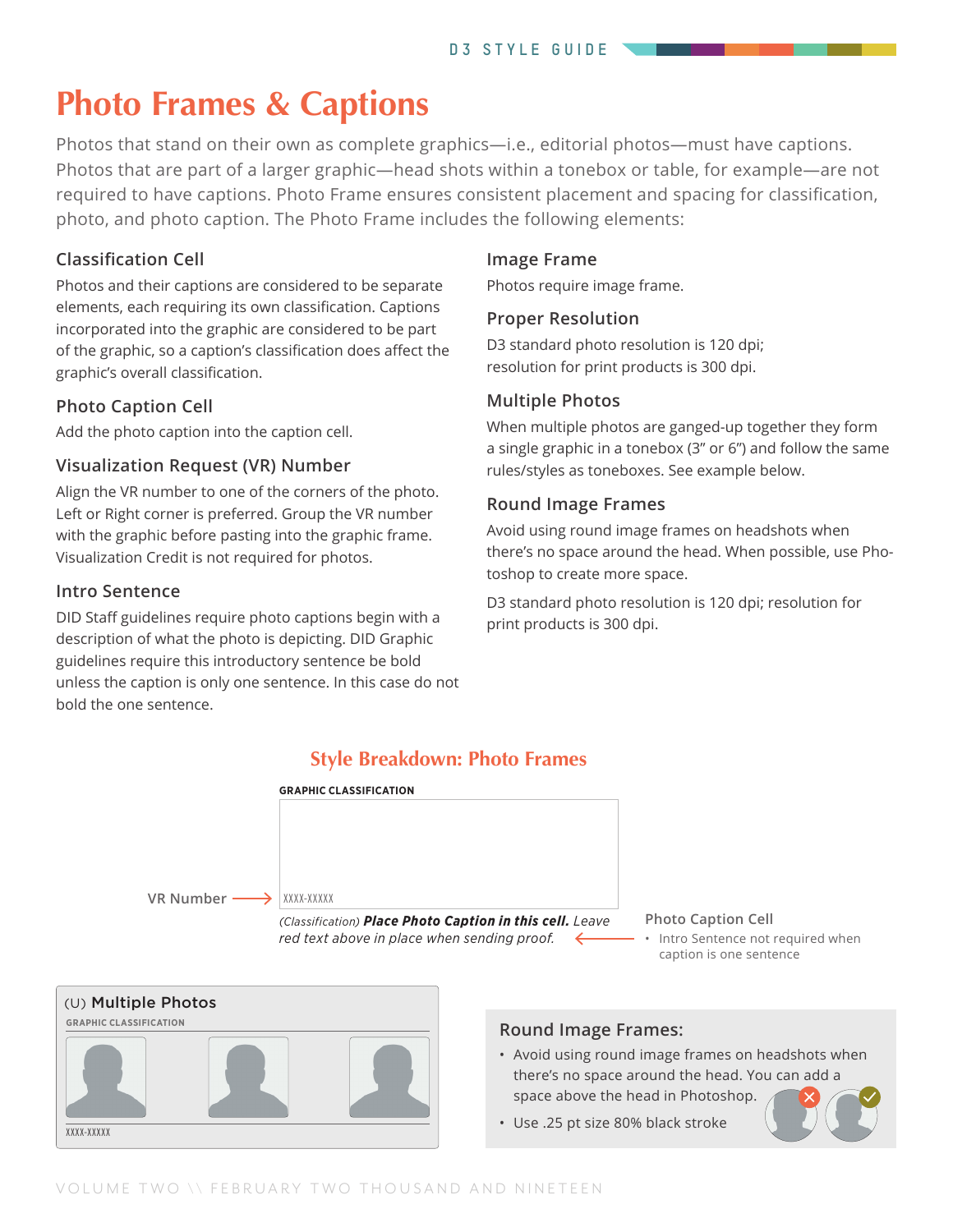# Photo Frames & Captions

Photos that stand on their own as complete graphics—i.e., editorial photos—must have captions. Photos that are part of a larger graphic—head shots within a tonebox or table, for example—are not required to have captions. Photo Frame ensures consistent placement and spacing for classification, photo, and photo caption. The Photo Frame includes the following elements:

### Classification Cell

Photos and their captions are considered to be separate elements, each requiring its own classification. Captions incorporated into the graphic are considered to be part of the graphic, so a caption's classification does affect the graphic's overall classification.

### Photo Caption Cell

Add the photo caption into the caption cell.

### Visualization Request (VR) Number

Align the VR number to one of the corners of the photo. Left or Right corner is preferred. Group the VR number with the graphic before pasting into the graphic frame. Visualization Credit is not required for photos.

### Intro Sentence

DID Staff guidelines require photo captions begin with a description of what the photo is depicting. DID Graphic guidelines require this introductory sentence be bold unless the caption is only one sentence. In this case do not bold the one sentence.

### Image Frame

Photos require image frame.

### Proper Resolution

D3 standard photo resolution is 120 dpi; resolution for print products is 300 dpi.

### Multiple Photos

When multiple photos are ganged-up together they form a single graphic in a tonebox (3" or 6") and follow the same rules/styles as toneboxes. See example below.

### Round Image Frames

Avoid using round image frames on headshots when there's no space around the head. When possible, use Photoshop to create more space.

D3 standard photo resolution is 120 dpi; resolution for print products is 300 dpi.

## Style Breakdown: Photo Frames

**GRAPHIC CLASSIFICATION**

VR Number → XXXX-XXXXX

*(Classification)* ***Place Photo Caption in this cell.*** *Leave red text above in place when sending proof.*

**Photo Caption Cell**

- Intro Sentence not required when caption is one sentence

(U) **Multiple Photos**

**GRAPHIC CLASSIFICATION**

XXXX-XXXXX

**Round Image Frames:**

- Avoid using round image frames on headshots when there's no space around the head. You can add a space above the head in Photoshop.
- Use .25 pt size 80% black stroke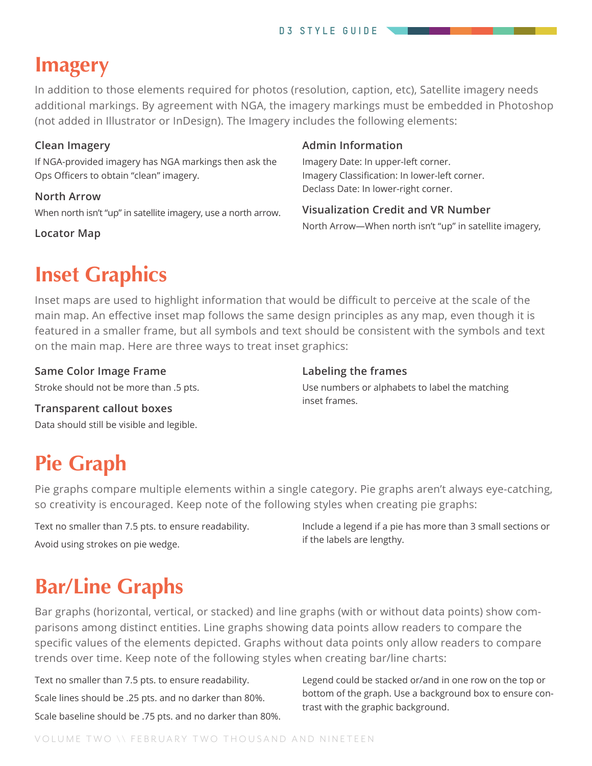# Imagery

In addition to those elements required for photos (resolution, caption, etc), Satellite imagery needs additional markings. By agreement with NGA, the imagery markings must be embedded in Photoshop (not added in Illustrator or InDesign). The Imagery includes the following elements:

### Clean Imagery

If NGA-provided imagery has NGA markings then ask the Ops Officers to obtain “clean” imagery.

### North Arrow

When north isn’t “up” in satellite imagery, use a north arrow.

### Locator Map

### Admin Information

Imagery Date: In upper-left corner.
Imagery Classification: In lower-left corner.
Declass Date: In lower-right corner.

### Visualization Credit and VR Number

North Arrow—When north isn’t “up” in satellite imagery,

# Inset Graphics

Inset maps are used to highlight information that would be difficult to perceive at the scale of the main map. An effective inset map follows the same design principles as any map, even though it is featured in a smaller frame, but all symbols and text should be consistent with the symbols and text on the main map. Here are three ways to treat inset graphics:

### Same Color Image Frame

Stroke should not be more than .5 pts.

### Transparent callout boxes

Data should still be visible and legible.

### Labeling the frames

Use numbers or alphabets to label the matching inset frames.

# Pie Graph

Pie graphs compare multiple elements within a single category. Pie graphs aren’t always eye-catching, so creativity is encouraged. Keep note of the following styles when creating pie graphs:

Text no smaller than 7.5 pts. to ensure readability.

Avoid using strokes on pie wedge.

Include a legend if a pie has more than 3 small sections or if the labels are lengthy.

# Bar/Line Graphs

Bar graphs (horizontal, vertical, or stacked) and line graphs (with or without data points) show comparisons among distinct entities. Line graphs showing data points allow readers to compare the specific values of the elements depicted. Graphs without data points only allow readers to compare trends over time. Keep note of the following styles when creating bar/line charts:

Text no smaller than 7.5 pts. to ensure readability.

Scale lines should be .25 pts. and no darker than 80%.

Scale baseline should be .75 pts. and no darker than 80%.

Legend could be stacked or/and in one row on the top or bottom of the graph. Use a background box to ensure contrast with the graphic background.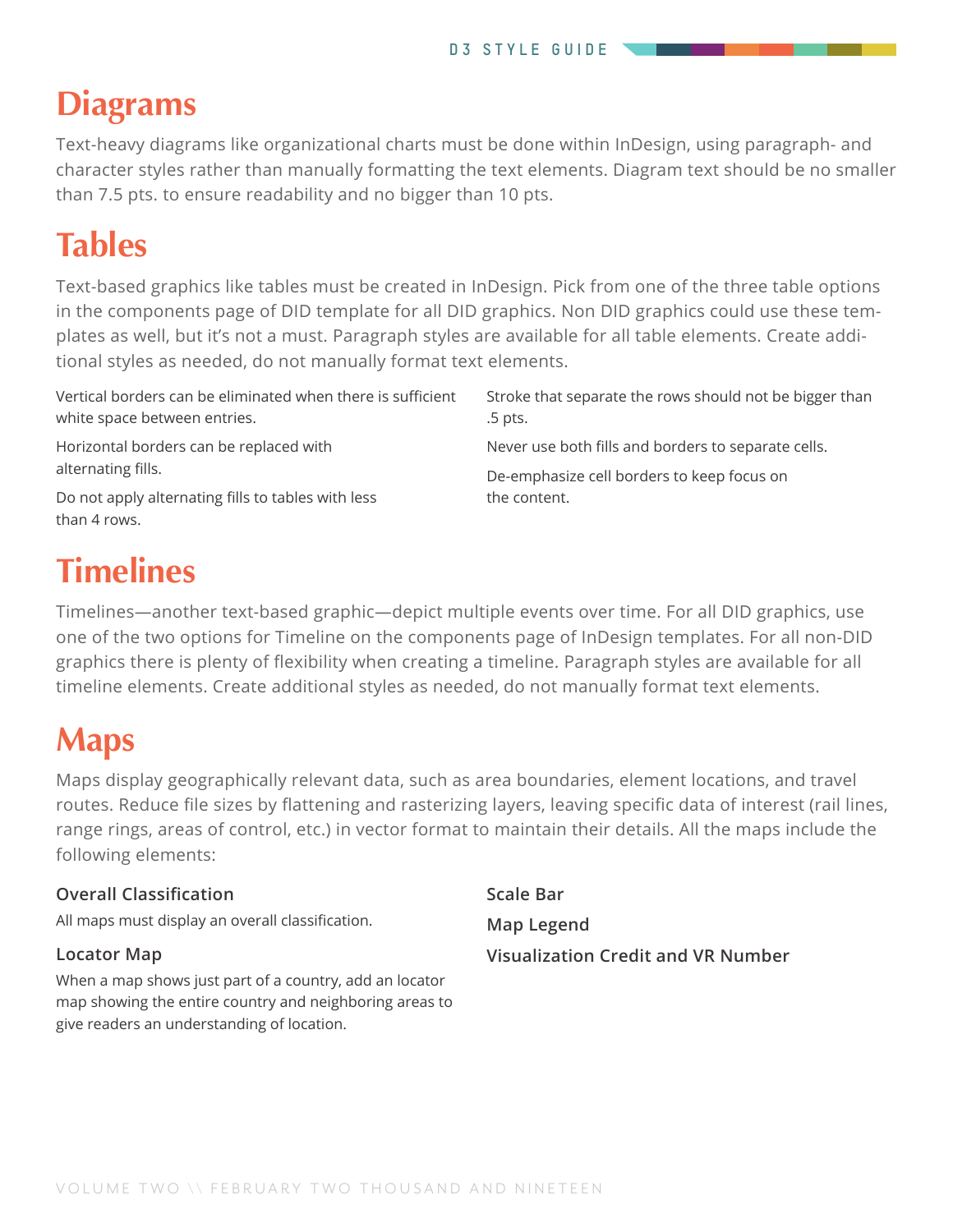# Diagrams

Text-heavy diagrams like organizational charts must be done within InDesign, using paragraph- and character styles rather than manually formatting the text elements. Diagram text should be no smaller than 7.5 pts. to ensure readability and no bigger than 10 pts.

# Tables

Text-based graphics like tables must be created in InDesign. Pick from one of the three table options in the components page of DID template for all DID graphics. Non DID graphics could use these templates as well, but it's not a must. Paragraph styles are available for all table elements. Create additional styles as needed, do not manually format text elements.

Vertical borders can be eliminated when there is sufficient white space between entries.

Horizontal borders can be replaced with alternating fills.

Do not apply alternating fills to tables with less than 4 rows.

Stroke that separate the rows should not be bigger than .5 pts.

Never use both fills and borders to separate cells.

De-emphasize cell borders to keep focus on the content.

# Timelines

Timelines—another text-based graphic—depict multiple events over time. For all DID graphics, use one of the two options for Timeline on the components page of InDesign templates. For all non-DID graphics there is plenty of flexibility when creating a timeline. Paragraph styles are available for all timeline elements. Create additional styles as needed, do not manually format text elements.

# Maps

Maps display geographically relevant data, such as area boundaries, element locations, and travel routes. Reduce file sizes by flattening and rasterizing layers, leaving specific data of interest (rail lines, range rings, areas of control, etc.) in vector format to maintain their details. All the maps include the following elements:

### Overall Classification

All maps must display an overall classification.

### Locator Map

When a map shows just part of a country, add an locator map showing the entire country and neighboring areas to give readers an understanding of location.

### Scale Bar

### Map Legend

### Visualization Credit and VR Number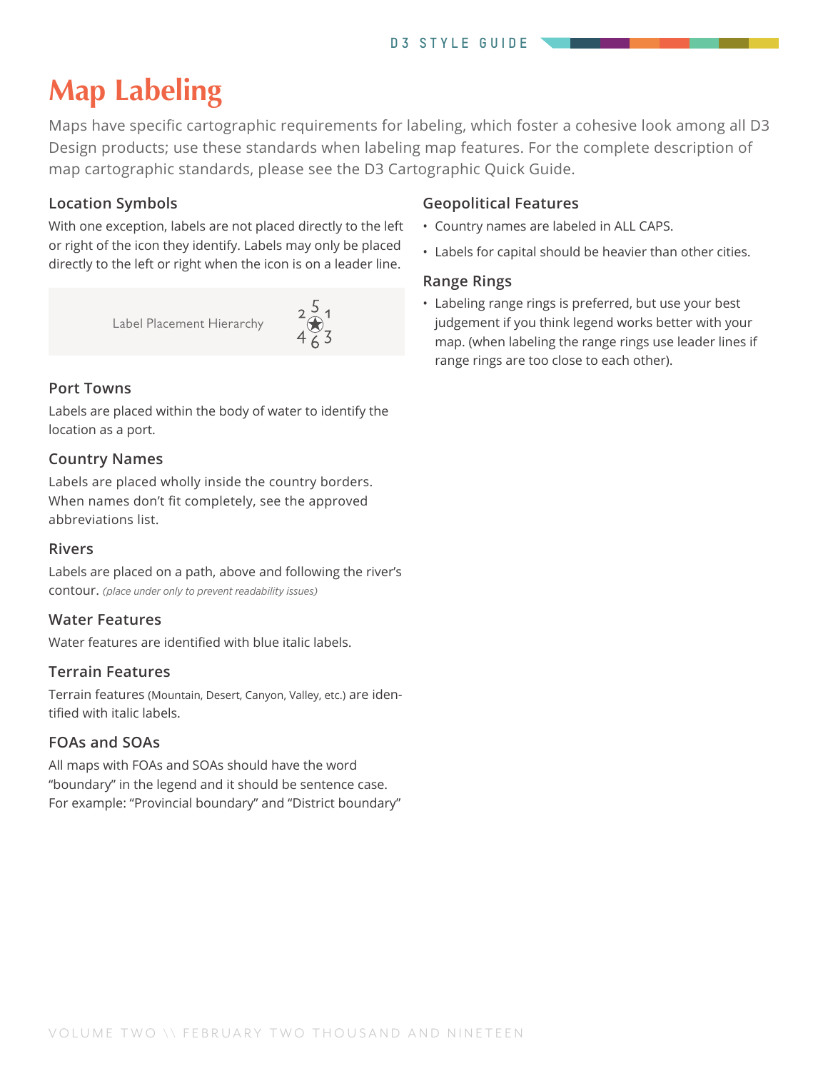# Map Labeling

Maps have specific cartographic requirements for labeling, which foster a cohesive look among all D3 Design products; use these standards when labeling map features. For the complete description of map cartographic standards, please see the D3 Cartographic Quick Guide.

### Location Symbols

With one exception, labels are not placed directly to the left or right of the icon they identify. Labels may only be placed directly to the left or right when the icon is on a leader line.

Label Placement Hierarchy

2 5 1
4 6 3

### Port Towns

Labels are placed within the body of water to identify the location as a port.

### Country Names

Labels are placed wholly inside the country borders. When names don't fit completely, see the approved abbreviations list.

### Rivers

Labels are placed on a path, above and following the river's contour. *(place under only to prevent readability issues)*

### Water Features

Water features are identified with blue italic labels.

### Terrain Features

Terrain features (Mountain, Desert, Canyon, Valley, etc.) are identified with italic labels.

### FOAs and SOAs

All maps with FOAs and SOAs should have the word "boundary" in the legend and it should be sentence case. For example: "Provincial boundary" and "District boundary"

### Geopolitical Features

- Country names are labeled in ALL CAPS.
- Labels for capital should be heavier than other cities.

### Range Rings

- Labeling range rings is preferred, but use your best judgement if you think legend works better with your map. (when labeling the range rings use leader lines if range rings are too close to each other).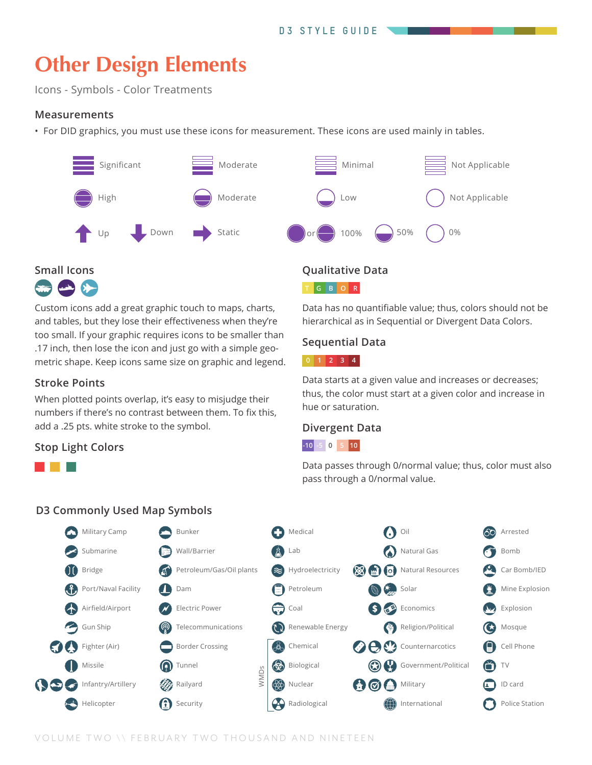# Other Design Elements

Icons - Symbols - Color Treatments

## Measurements

- For DID graphics, you must use these icons for measurement. These icons are used mainly in tables.

Significant   Moderate   Minimal   Not Applicable

High   Moderate   Low   Not Applicable

Up   Down   Static   or 100%   50%   0%

## Small Icons

Custom icons add a great graphic touch to maps, charts, and tables, but they lose their effectiveness when they're too small. If your graphic requires icons to be smaller than .17 inch, then lose the icon and just go with a simple geometric shape. Keep icons same size on graphic and legend.

## Stroke Points

When plotted points overlap, it's easy to misjudge their numbers if there's no contrast between them. To fix this, add a .25 pts. white stroke to the symbol.

## Stop Light Colors

## Qualitative Data

T G B O R

Data has no quantifiable value; thus, colors should not be hierarchical as in Sequential or Divergent Data Colors.

## Sequential Data

0 1 2 3 4

Data starts at a given value and increases or decreases; thus, the color must start at a given color and increase in hue or saturation.

## Divergent Data

-10 -5 0 5 10

Data passes through 0/normal value; thus, color must also pass through a 0/normal value.

## D3 Commonly Used Map Symbols

- Military Camp
- Submarine
- Bridge
- Port/Naval Facility
- Airfield/Airport
- Gun Ship
- Fighter (Air)
- Missile
- Infantry/Artillery
- Helicopter
- Bunker
- Wall/Barrier
- Petroleum/Gas/Oil plants
- Dam
- Electric Power
- Telecommunications
- Border Crossing
- Tunnel
- Railyard
- Security
- Medical
- Lab
- Hydroelectricity
- Petroleum
- Coal
- Renewable Energy
- WMDs
  - Chemical
  - Biological
  - Nuclear
  - Radiological
- Oil
- Natural Gas
- Natural Resources
- Solar
- Economics
- Religion/Political
- Counternarcotics
- Government/Political
- Military
- International
- Arrested
- Bomb
- Car Bomb/IED
- Mine Explosion
- Explosion
- Mosque
- Cell Phone
- TV
- ID card
- Police Station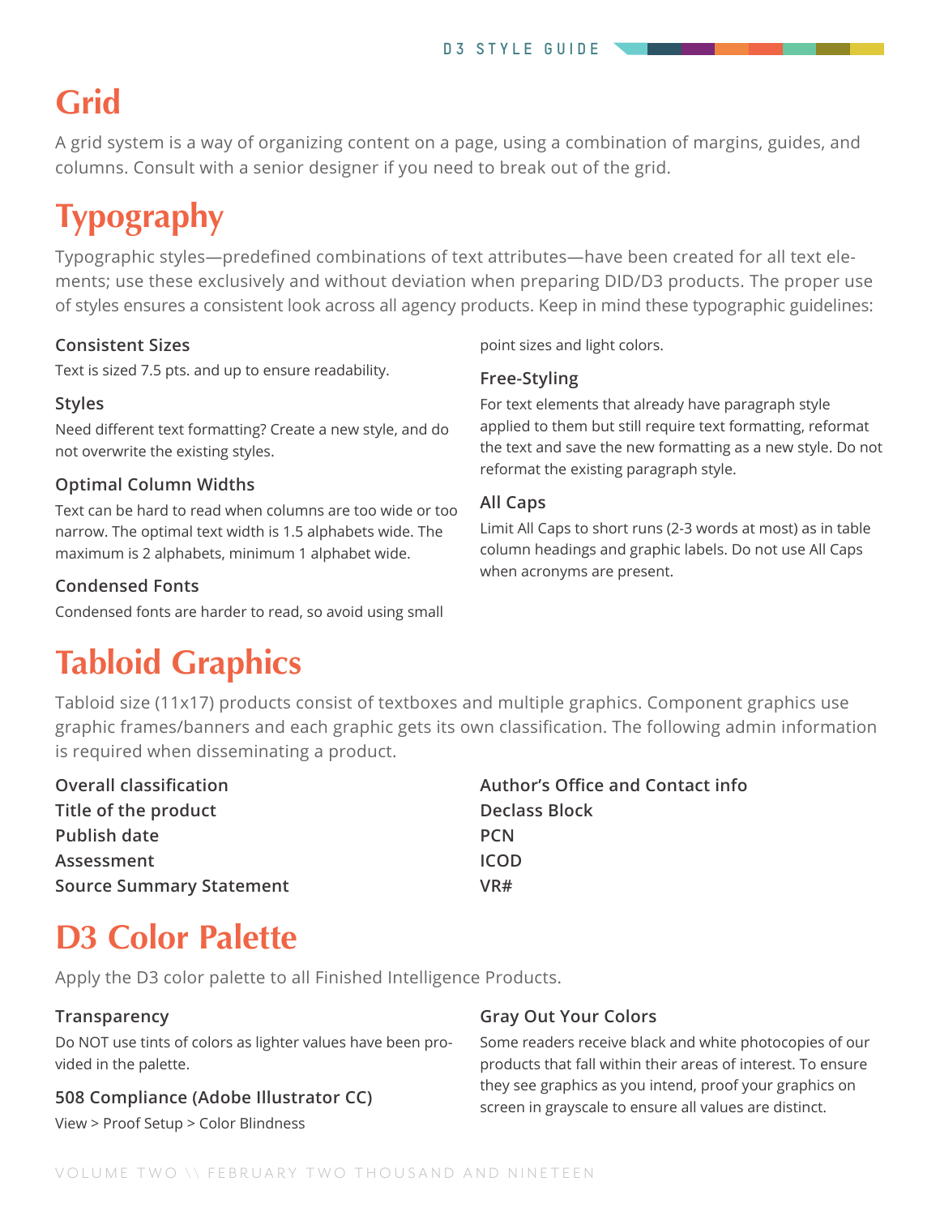# Grid

A grid system is a way of organizing content on a page, using a combination of margins, guides, and columns. Consult with a senior designer if you need to break out of the grid.

# Typography

Typographic styles—predefined combinations of text attributes—have been created for all text elements; use these exclusively and without deviation when preparing DID/D3 products. The proper use of styles ensures a consistent look across all agency products. Keep in mind these typographic guidelines:

### Consistent Sizes

Text is sized 7.5 pts. and up to ensure readability.

### Styles

Need different text formatting? Create a new style, and do not overwrite the existing styles.

### Optimal Column Widths

Text can be hard to read when columns are too wide or too narrow. The optimal text width is 1.5 alphabets wide. The maximum is 2 alphabets, minimum 1 alphabet wide.

### Condensed Fonts

Condensed fonts are harder to read, so avoid using small point sizes and light colors.

### Free-Styling

For text elements that already have paragraph style applied to them but still require text formatting, reformat the text and save the new formatting as a new style. Do not reformat the existing paragraph style.

### All Caps

Limit All Caps to short runs (2-3 words at most) as in table column headings and graphic labels. Do not use All Caps when acronyms are present.

# Tabloid Graphics

Tabloid size (11x17) products consist of textboxes and multiple graphics. Component graphics use graphic frames/banners and each graphic gets its own classification. The following admin information is required when disseminating a product.

**Overall classification**
**Title of the product**
**Publish date**
**Assessment**
**Source Summary Statement**
**Author's Office and Contact info**
**Declass Block**
**PCN**
**ICOD**
**VR#**

# D3 Color Palette

Apply the D3 color palette to all Finished Intelligence Products.

### Transparency

Do NOT use tints of colors as lighter values have been provided in the palette.

### 508 Compliance (Adobe Illustrator CC)

View > Proof Setup > Color Blindness

### Gray Out Your Colors

Some readers receive black and white photocopies of our products that fall within their areas of interest. To ensure they see graphics as you intend, proof your graphics on screen in grayscale to ensure all values are distinct.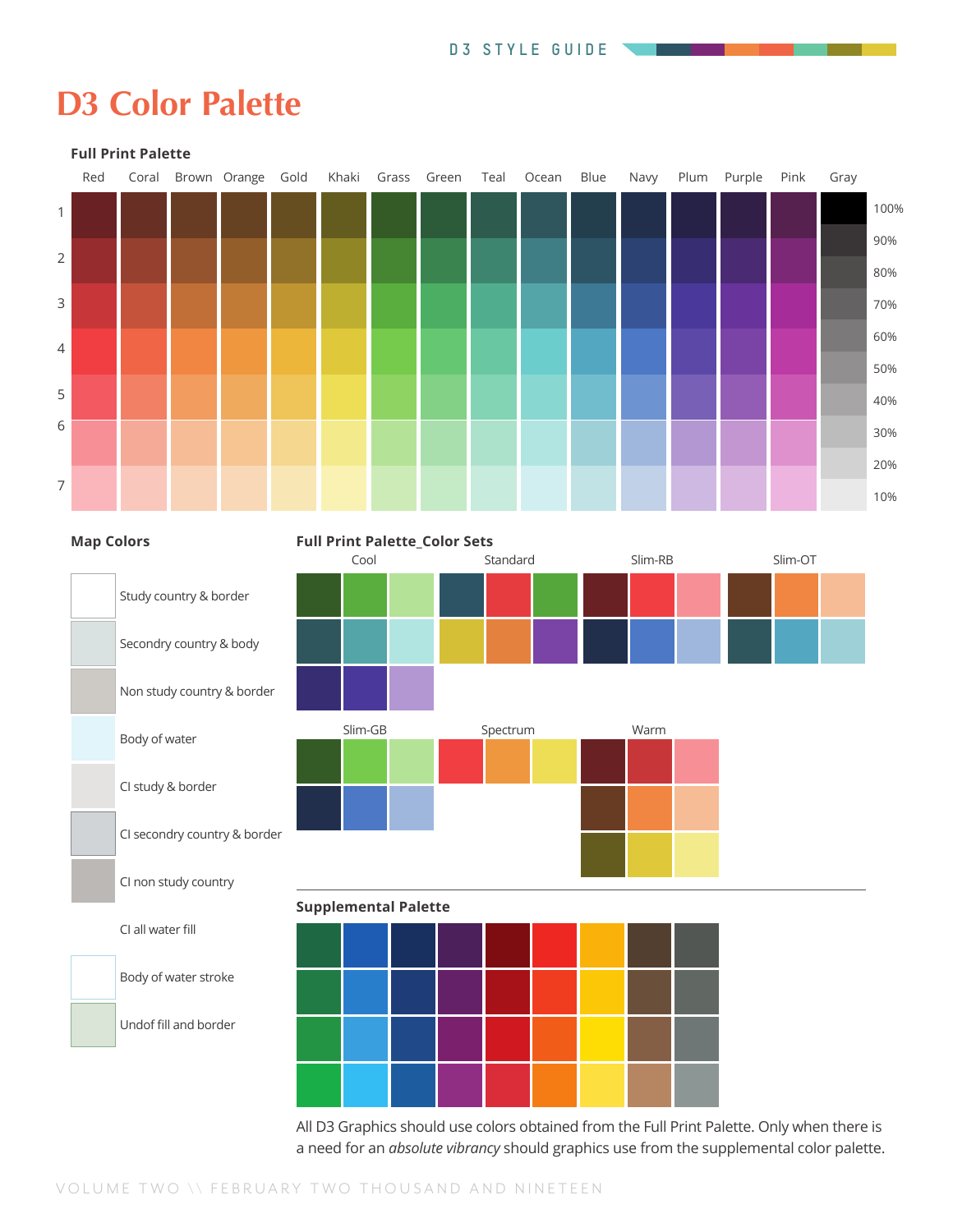# D3 Color Palette

### Full Print Palette

| | Red | Coral | Brown | Orange | Gold | Khaki | Grass | Green | Teal | Ocean | Blue | Navy | Plum | Purple | Pink | Gray | |
|---|---|---|---|---|---|---|---|---|---|---|---|---|---|---|---|---|---|
| 1 | | | | | | | | | | | | | | | | | 100% |
| | | | | | | | | | | | | | | | | | 90% |
| 2 | | | | | | | | | | | | | | | | | 80% |
| | | | | | | | | | | | | | | | | | 70% |
| 3 | | | | | | | | | | | | | | | | | 60% |
| 4 | | | | | | | | | | | | | | | | | 50% |
| 5 | | | | | | | | | | | | | | | | | 40% |
| 6 | | | | | | | | | | | | | | | | | 30% |
| | | | | | | | | | | | | | | | | | 20% |
| 7 | | | | | | | | | | | | | | | | | 10% |

### Map Colors

- Study country & border
- Secondry country & body
- Non study country & border
- Body of water
- CI study & border
- CI secondry country & border
- CI non study country
- CI all water fill
- Body of water stroke
- Undof fill and border

### Full Print Palette_Color Sets

Cool

Standard

Slim-RB

Slim-OT

Slim-GB

Spectrum

Warm

### Supplemental Palette

All D3 Graphics should use colors obtained from the Full Print Palette. Only when there is a need for an *absolute vibrancy* should graphics use from the supplemental color palette.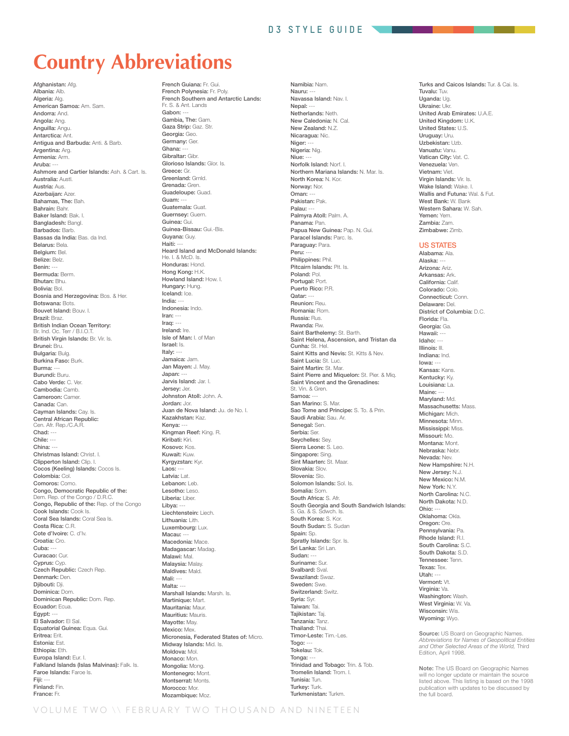# Country Abbreviations

**Afghanistan:** Afg.
**Albania:** Alb.
**Algeria:** Alg.
**American Samoa:** Am. Sam.
**Andorra:** And.
**Angola:** Ang.
**Anguilla:** Angu.
**Antarctica:** Ant.
**Antigua and Barbuda:** Anti. & Barb.
**Argentina:** Arg.
**Armenia:** Arm.
**Aruba:** ---
**Ashmore and Cartier Islands:** Ash. & Cart. Is.
**Australia:** Austl.
**Austria:** Aus.
**Azerbaijan:** Azer.
**Bahamas, The:** Bah.
**Bahrain:** Bahr.
**Baker Island:** Bak. I.
**Bangladesh:** Bangl.
**Barbados:** Barb.
**Bassas da India:** Bas. da Ind.
**Belarus:** Bela.
**Belgium:** Bel.
**Belize:** Belz.
**Benin:** ---
**Bermuda:** Berm.
**Bhutan:** Bhu.
**Bolivia:** Bol.
**Bosnia and Herzegovina:** Bos. & Her.
**Botswana:** Bots.
**Bouvet Island:** Bouv. I.
**Brazil:** Braz.
**British Indian Ocean Territory:** Br. Ind. Oc. Terr / B.I.O.T.
**British Virgin Islands:** Br. Vir. Is.
**Brunei:** Bru.
**Bulgaria:** Bulg.
**Burkina Faso:** Burk.
**Burma:** ---
**Burundi:** Buru.
**Cabo Verde:** C. Ver.
**Cambodia:** Camb.
**Cameroon:** Camer.
**Canada:** Can.
**Cayman Islands:** Cay. Is.
**Central African Republic:** Cen. Afr. Rep./C.A.R.
**Chad:** ---
**Chile:** ---
**China:** ---
**Christmas Island:** Christ. I.
**Clipperton Island:** Clip. I.
**Cocos (Keeling) Islands:** Cocos Is.
**Colombia:** Col.
**Comoros:** Como.
**Congo, Democratic Republic of the:** Dem. Rep. of the Congo / D.R.C.
**Congo, Republic of the:** Rep. of the Congo
**Cook Islands:** Cook Is.
**Coral Sea Islands:** Coral Sea Is.
**Costa Rica:** C.R.
**Cote d'Ivoire:** C. d'Iv.
**Croatia:** Cro.
**Cuba:** ---
**Curacao:** Cur.
**Cyprus:** Cyp.
**Czech Republic:** Czech Rep.
**Denmark:** Den.
**Djibouti:** Dji.
**Dominica:** Dom.
**Dominican Republic:** Dom. Rep.
**Ecuador:** Ecua.
**Egypt:** ---
**El Salvador:** El Sal.
**Equatorial Guinea:** Equa. Gui.
**Eritrea:** Erit.
**Estonia:** Est.
**Ethiopia:** Eth.
**Europa Island:** Eur. I.
**Falkland Islands (Islas Malvinas):** Falk. Is.
**Faroe Islands:** Faroe Is.
**Fiji:** ---
**Finland:** Fin.
**France:** Fr.
**French Guiana:** Fr. Gui.
**French Polynesia:** Fr. Poly.
**French Southern and Antarctic Lands:** Fr. S. & Ant. Lands
**Gabon:** ---
**Gambia, The:** Gam.
**Gaza Strip:** Gaz. Str.
**Georgia:** Geo.
**Germany:** Ger.
**Ghana:** ---
**Gibraltar:** Gibr.
**Glorioso Islands:** Glor. Is.
**Greece:** Gr.
**Greenland:** Grnld.
**Grenada:** Gren.
**Guadeloupe:** Guad.
**Guam:** ---
**Guatemala:** Guat.
**Guernsey:** Guern.
**Guinea:** Gui.
**Guinea-Bissau:** Gui.-Bis.
**Guyana:** Guy.
**Haiti:** ---
**Heard Island and McDonald Islands:** He. I. & McD. Is.
**Honduras:** Hond.
**Hong Kong:** H.K.
**Howland Island:** How. I.
**Hungary:** Hung.
**Iceland:** Ice.
**India:** ---
**Indonesia:** Indo.
**Iran:** ---
**Iraq:** ---
**Ireland:** Ire.
**Isle of Man:** I. of Man
**Israel:** Is.
**Italy:** ---
**Jamaica:** Jam.
**Jan Mayen:** J. May.
**Japan:** ---
**Jarvis Island:** Jar. I.
**Jersey:** Jer.
**Johnston Atoll:** John. A.
**Jordan:** Jor.
**Juan de Nova Island:** Ju. de No. I.
**Kazakhstan:** Kaz.
**Kenya:** ---
**Kingman Reef:** King. R.
**Kiribati:** Kiri.
**Kosovo:** Kos.
**Kuwait:** Kuw.
**Kyrgyzstan:** Kyr.
**Laos:** ---
**Latvia:** Lat.
**Lebanon:** Leb.
**Lesotho:** Leso.
**Liberia:** Liber.
**Libya:** ---
**Liechtenstein:** Liech.
**Lithuania:** Lith.
**Luxembourg:** Lux.
**Macau:** ---
**Macedonia:** Mace.
**Madagascar:** Madag.
**Malawi:** Mal.
**Malaysia:** Malay.
**Maldives:** Mald.
**Mali:** ---
**Malta:** ---
**Marshall Islands:** Marsh. Is.
**Martinique:** Mart.
**Mauritania:** Maur.
**Mauritius:** Mauris.
**Mayotte:** May.
**Mexico:** Mex.
**Micronesia, Federated States of:** Micro.
**Midway Islands:** Mid. Is.
**Moldova:** Mol.
**Monaco:** Mon.
**Mongolia:** Mong.
**Montenegro:** Mont.
**Montserrat:** Monts.
**Morocco:** Mor.
**Mozambique:** Moz.
**Namibia:** Nam.
**Nauru:** ---
**Navassa Island:** Nav. I.
**Nepal:** ---
**Netherlands:** Neth.
**New Caledonia:** N. Cal.
**New Zealand:** N.Z.
**Nicaragua:** Nic.
**Niger:** ---
**Nigeria:** Nig.
**Niue:** ---
**Norfolk Island:** Norf. I.
**Northern Mariana Islands:** N. Mar. Is.
**North Korea:** N. Kor.
**Norway:** Nor.
**Oman:** ---
**Pakistan:** Pak.
**Palau:** ---
**Palmyra Atoll:** Palm. A.
**Panama:** Pan.
**Papua New Guinea:** Pap. N. Gui.
**Paracel Islands:** Parc. Is.
**Paraguay:** Para.
**Peru:** ---
**Philippines:** Phil.
**Pitcairn Islands:** Pit. Is.
**Poland:** Pol.
**Portugal:** Port.
**Puerto Rico:** P.R.
**Qatar:** ---
**Reunion:** Reu.
**Romania:** Rom.
**Russia:** Rus.
**Rwanda:** Rw.
**Saint Barthelemy:** St. Barth.
**Saint Helena, Ascension, and Tristan da Cunha:** St. Hel.
**Saint Kitts and Nevis:** St. Kitts & Nev.
**Saint Lucia:** St. Luc.
**Saint Martin:** St. Mar.
**Saint Pierre and Miquelon:** St. Pier. & Miq.
**Saint Vincent and the Grenadines:** St. Vin. & Gren.
**Samoa:** ---
**San Marino:** S. Mar.
**Sao Tome and Principe:** S. To. & Prin.
**Saudi Arabia:** Sau. Ar.
**Senegal:** Sen.
**Serbia:** Ser.
**Seychelles:** Sey.
**Sierra Leone:** S. Leo.
**Singapore:** Sing.
**Sint Maarten:** St. Maar.
**Slovakia:** Slov.
**Slovenia:** Slo.
**Solomon Islands:** Sol. Is.
**Somalia:** Som.
**South Africa:** S. Afr.
**South Georgia and South Sandwich Islands:** S. Ga. & S. Sdwch. Is.
**South Korea:** S. Kor.
**South Sudan:** S. Sudan
**Spain:** Sp.
**Spratly Islands:** Spr. Is.
**Sri Lanka:** Sri Lan.
**Sudan:** ---
**Suriname:** Sur.
**Svalbard:** Sval.
**Swaziland:** Swaz.
**Sweden:** Swe.
**Switzerland:** Switz.
**Syria:** Syr.
**Taiwan:** Tai.
**Tajikistan:** Taj.
**Tanzania:** Tanz.
**Thailand:** Thai.
**Timor-Leste:** Tim.-Les.
**Togo:** ---
**Tokelau:** Tok.
**Tonga:** ---
**Trinidad and Tobago:** Trin. & Tob.
**Tromelin Island:** Trom. I.
**Tunisia:** Tun.
**Turkey:** Turk.
**Turkmenistan:** Turkm.
**Turks and Caicos Islands:** Tur. & Cai. Is.
**Tuvalu:** Tuv.
**Uganda:** Ug.
**Ukraine:** Ukr.
**United Arab Emirates:** U.A.E.
**United Kingdom:** U.K.
**United States:** U.S.
**Uruguay:** Uru.
**Uzbekistan:** Uzb.
**Vanuatu:** Vanu.
**Vatican City:** Vat. C.
**Venezuela:** Ven.
**Vietnam:** Viet.
**Virgin Islands:** Vir. Is.
**Wake Island:** Wake. I.
**Wallis and Futuna:** Wal. & Fut.
**West Bank:** W. Bank
**Western Sahara:** W. Sah.
**Yemen:** Yem.
**Zambia:** Zam.
**Zimbabwe:** Zimb.

## US STATES

**Alabama:** Ala.
**Alaska:** ---
**Arizona:** Ariz.
**Arkansas:** Ark.
**California:** Calif.
**Colorado:** Colo.
**Connecticut:** Conn.
**Delaware:** Del.
**District of Columbia:** D.C.
**Florida:** Fla.
**Georgia:** Ga.
**Hawaii:** ---
**Idaho:** ---
**Illinois:** Ill.
**Indiana:** Ind.
**Iowa:** ---
**Kansas:** Kans.
**Kentucky:** Ky.
**Louisiana:** La.
**Maine:** ---
**Maryland:** Md.
**Massachusetts:** Mass.
**Michigan:** Mich.
**Minnesota:** Minn.
**Mississippi:** Miss.
**Missouri:** Mo.
**Montana:** Mont.
**Nebraska:** Nebr.
**Nevada:** Nev.
**New Hampshire:** N.H.
**New Jersey:** N.J.
**New Mexico:** N.M.
**New York:** N.Y.
**North Carolina:** N.C.
**North Dakota:** N.D.
**Ohio:** ---
**Oklahoma:** Okla.
**Oregon:** Ore.
**Pennsylvania:** Pa.
**Rhode Island:** R.I.
**South Carolina:** S.C.
**South Dakota:** S.D.
**Tennessee:** Tenn.
**Texas:** Tex.
**Utah:** ---
**Vermont:** Vt.
**Virginia:** Va.
**Washington:** Wash.
**West Virginia:** W. Va.
**Wisconsin:** Wis.
**Wyoming:** Wyo.

**Source:** US Board on Geographic Names. *Abbreviations for Names of Geopolitical Entities and Other Selected Areas of the World,* Third Edition, April 1998.

**Note:** The US Board on Geographic Names will no longer update or maintain the source listed above. This listing is based on the 1998 publication with updates to be discussed by the full board.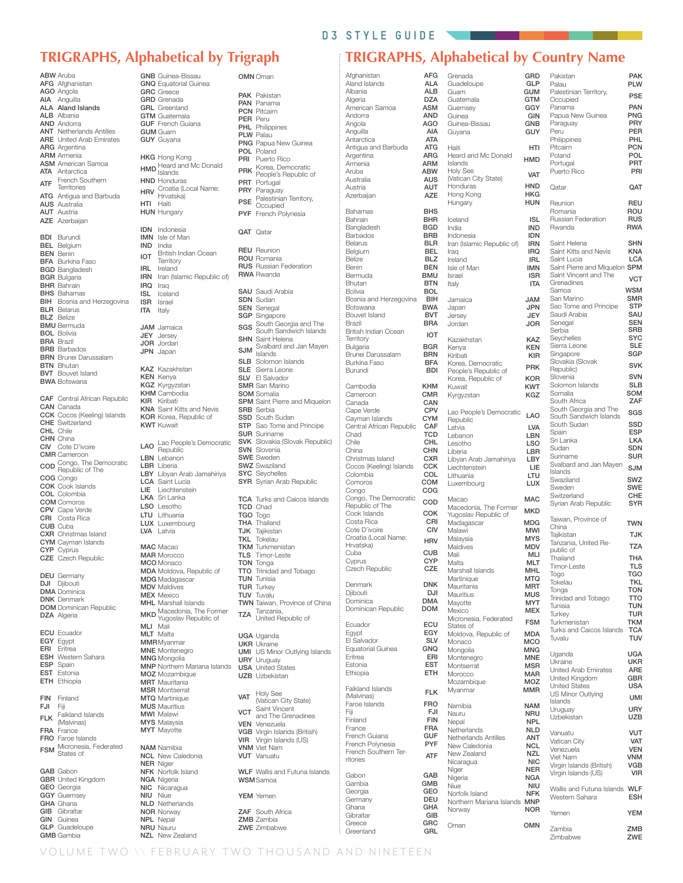# TRIGRAPHS, Alphabetical by Trigraph

**ABW** Aruba
**AFG** Afghanistan
**AGO** Angola
**AIA** Anguilla
**ALA** **Aland Islands**
**ALB** Albania
**AND** Andorra
**ANT** Netherlands Antilles
**ARE** United Arab Emirates
**ARG** Argentina
**ARM** Armenia
**ASM** American Samoa
**ATA** Antarctica
**ATF** French Southern Territories
**ATG** Antigua and Barbuda
**AUS** Australia
**AUT** Austria
**AZE** Azerbaijan

**BDI** Burundi
**BEL** Belgium
**BEN** Benin
**BFA** Burkina Faso
**BGD** Bangladesh
**BGR** Bulgaria
**BHR** Bahrain
**BHS** Bahamas
**BIH** Bosnia and Herzegovina
**BLR** Belarus
**BLZ** Belize
**BMU** Bermuda
**BOL** Bolivia
**BRA** Brazil
**BRB** Barbados
**BRN** Brunei Darussalam
**BTN** Bhutan
**BVT** Bouvet Island
**BWA** Botswana

**CAF** Central African Republic
**CAN** Canada
**CCK** Cocos (Keeling) Islands
**CHE** Switzerland
**CHL** Chile
**CHN** China
**CIV** Cote D'ivoire
**CMR** Cameroon
**COD** Congo, The Democratic Republic of The
**COG** Congo
**COK** Cook Islands
**COL** Colombia
**COM** Comoros
**CPV** Cape Verde
**CRI** Costa Rica
**CUB** Cuba
**CXR** Christmas Island
**CYM** Cayman Islands
**CYP** Cyprus
**CZE** Czech Republic

**DEU** Germany
**DJI** Djibouti
**DMA** Dominica
**DNK** Denmark
**DOM** Dominican Republic
**DZA** Algeria

**ECU** Ecuador
**EGY** Egypt
**ERI** Eritrea
**ESH** Western Sahara
**ESP** Spain
**EST** Estonia
**ETH** Ethiopia

**FIN** Finland
**FJI** Fiji
**FLK** Falkland Islands (Malvinas)
**FRA** France
**FRO** Faroe Islands
**FSM** Micronesia, Federated States of

**GAB** Gabon
**GBR** United Kingdom
**GEO** Georgia
**GGY** Guernsey
**GHA** Ghana
**GIB** Gibraltar
**GIN** Guinea
**GLP** Guadeloupe
**GMB** Gambia
**GNB** Guinea-Bissau
**GNQ** Equatorial Guinea
**GRC** Greece
**GRD** Grenada
**GRL** Greenland
**GTM** Guatemala
**GUF** French Guiana
**GUM** Guam
**GUY** Guyana

**HKG** Hong Kong
**HMD** Heard and Mc Donald Islands
**HND** Honduras
**HRV** Croatia (Local Name: Hrvatska)
**HTI** Haiti
**HUN** Hungary

**IDN** Indonesia
**IMN** Isle of Man
**IND** India
**IOT** British Indian Ocean Territory
**IRL** Ireland
**IRN** Iran (Islamic Republic of)
**IRQ** Iraq
**ISL** Iceland
**ISR** Israel
**ITA** Italy

**JAM** Jamaica
**JEY** Jersey
**JOR** Jordan
**JPN** Japan

**KAZ** Kazakhstan
**KEN** Kenya
**KGZ** Kyrgyzstan
**KHM** Cambodia
**KIR** Kiribati
**KNA** Saint Kitts and Nevis
**KOR** Korea, Republic of
**KWT** Kuwait

**LAO** Lao People's Democratic Republic
**LBN** Lebanon
**LBR** Liberia
**LBY** Libyan Arab Jamahiriya
**LCA** Saint Lucia
**LIE** Liechtenstein
**LKA** Sri Lanka
**LSO** Lesotho
**LTU** Lithuania
**LUX** Luxembourg
**LVA** Latvia

**MAC** Macao
**MAR** Morocco
**MCO** Monaco
**MDA** Moldova, Republic of
**MDG** Madagascar
**MDV** Maldives
**MEX** Mexico
**MHL** Marshall Islands
**MKD** Macedonia, The Former Yugoslav Republic of
**MLI** Mali
**MLT** Malta
**MMR** Myanmar
**MNE** Montenegro
**MNG** Mongolia
**MNP** Northern Mariana Islands
**MOZ** Mozambique
**MRT** Mauritania
**MSR** Montserrat
**MTQ** Martinique
**MUS** Mauritius
**MWI** Malawi
**MYS** Malaysia
**MYT** Mayotte

**NAM** Namibia
**NCL** New Caledonia
**NER** Niger
**NFK** Norfolk Island
**NGA** Nigeria
**NIC** Nicaragua
**NIU** Niue
**NLD** Netherlands
**NOR** Norway
**NPL** Nepal
**NRU** Nauru
**NZL** New Zealand

**OMN** Oman

**PAK** Pakistan
**PAN** Panama
**PCN** Pitcairn
**PER** Peru
**PHL** Philippines
**PLW** Palau
**PNG** Papua New Guinea
**POL** Poland
**PRI** Puerto Rico
**PRK** Korea, Democratic People's Republic of
**PRT** Portugal
**PRY** Paraguay
**PSE** Palestinian Territory, Occupied
**PYF** French Polynesia

**QAT** Qatar

**REU** Reunion
**ROU** Romania
**RUS** Russian Federation
**RWA** Rwanda

**SAU** Saudi Arabia
**SDN** Sudan
**SEN** Senegal
**SGP** Singapore
**SGS** South Georgia and The South Sandwich Islands
**SHN** Saint Helena
**SJM** Svalbard and Jan Mayen Islands
**SLB** Solomon Islands
**SLE** Sierra Leone
**SLV** El Salvador
**SMR** San Marino
**SOM** Somalia
**SPM** Saint Pierre and Miquelon
**SRB** Serbia
**SSD** South Sudan
**STP** Sao Tome and Principe
**SUR** Suriname
**SVK** Slovakia (Slovak Republic)
**SVN** Slovenia
**SWE** Sweden
**SWZ** Swaziland
**SYC** Seychelles
**SYR** Syrian Arab Republic

**TCA** Turks and Caicos Islands
**TCD** Chad
**TGO** Togo
**THA** Thailand
**TJK** Tajikistan
**TKL** Tokelau
**TKM** Turkmenistan
**TLS** Timor-Leste
**TON** Tonga
**TTO** Trinidad and Tobago
**TUN** Tunisia
**TUR** Turkey
**TUV** Tuvalu
**TWN** Taiwan, Province of China
**TZA** Tanzania, United Republic of

**UGA** Uganda
**UKR** Ukraine
**UMI** US Minor Outlying Islands
**URY** Uruguay
**USA** United States
**UZB** Uzbekistan

**VAT** Holy See (Vatican City State)
**VCT** Saint Vincent and The Grenadines
**VEN** Venezuela
**VGB** Virgin Islands (British)
**VIR** Virgin Islands (US)
**VNM** Viet Nam
**VUT** Vanuatu

**WLF** Wallis and Futuna Islands
**WSM** Samoa

**YEM** Yemen

**ZAF** South Africa
**ZMB** Zambia
**ZWE** Zimbabwe

# TRIGRAPHS, Alphabetical by Country Name

| Country | Trigraph |
|---|---|
| Afghanistan | AFG |
| Aland Islands | ALA |
| Albania | ALB |
| Algeria | DZA |
| American Samoa | ASM |
| Andorra | AND |
| Angola | AGO |
| Anguilla | AIA |
| Antarctica | ATA |
| Antigua and Barbuda | ATG |
| Argentina | ARG |
| Armenia | ARM |
| Aruba | ABW |
| Australia | AUS |
| Austria | AUT |
| Azerbaijan | AZE |
| Bahamas | BHS |
| Bahrain | BHR |
| Bangladesh | BGD |
| Barbados | BRB |
| Belarus | BLR |
| Belgium | BEL |
| Belize | BLZ |
| Benin | BEN |
| Bermuda | BMU |
| Bhutan | BTN |
| Bolivia | BOL |
| Bosnia and Herzegovina | BIH |
| Botswana | BWA |
| Bouvet Island | BVT |
| Brazil | BRA |
| British Indian Ocean Territory | IOT |
| Bulgaria | BGR |
| Brunei Darussalam | BRN |
| Burkina Faso | BFA |
| Burundi | BDI |
| Cambodia | KHM |
| Cameroon | CMR |
| Canada | CAN |
| Cape Verde | CPV |
| Cayman Islands | CYM |
| Central African Republic | CAF |
| Chad | TCD |
| Chile | CHL |
| China | CHN |
| Christmas Island | CXR |
| Cocos (Keeling) Islands | CCK |
| Colombia | COL |
| Comoros | COM |
| Congo | COG |
| Congo, The Democratic Republic of The | COD |
| Cook Islands | COK |
| Costa Rica | CRI |
| Cote D'ivoire | CIV |
| Croatia (Local Name: Hrvatska) | HRV |
| Cuba | CUB |
| Cyprus | CYP |
| Czech Republic | CZE |
| Denmark | DNK |
| Djibouti | DJI |
| Dominica | DMA |
| Dominican Republic | DOM |
| Ecuador | ECU |
| Egypt | EGY |
| El Salvador | SLV |
| Equatorial Guinea | GNQ |
| Eritrea | ERI |
| Estonia | EST |
| Ethiopia | ETH |
| Falkland Islands (Malvinas) | FLK |
| Faroe Islands | FRO |
| Fiji | FJI |
| Finland | FIN |
| France | FRA |
| French Guiana | GUF |
| French Polynesia | PYF |
| French Southern Territories | ATF |
| Gabon | GAB |
| Gambia | GMB |
| Georgia | GEO |
| Germany | DEU |
| Ghana | GHA |
| Gibraltar | GIB |
| Greece | GRC |
| Greenland | GRL |
| Grenada | GRD |
| Guadeloupe | GLP |
| Guam | GUM |
| Guatemala | GTM |
| Guernsey | GGY |
| Guinea | GIN |
| Guinea-Bissau | GNB |
| Guyana | GUY |
| Haiti | HTI |
| Heard and Mc Donald Islands | HMD |
| Holy See (Vatican City State) | VAT |
| Honduras | HND |
| Hong Kong | HKG |
| Hungary | HUN |
| Iceland | ISL |
| India | IND |
| Indonesia | IDN |
| Iran (Islamic Republic of) | IRN |
| Iraq | IRQ |
| Ireland | IRL |
| Isle of Man | IMN |
| Israel | ISR |
| Italy | ITA |
| Jamaica | JAM |
| Japan | JPN |
| Jersey | JEY |
| Jordan | JOR |
| Kazakhstan | KAZ |
| Kenya | KEN |
| Kiribati | KIR |
| Korea, Democratic People's Republic of | PRK |
| Korea, Republic of | KOR |
| Kuwait | KWT |
| Kyrgyzstan | KGZ |
| Lao People's Democratic Republic | LAO |
| Latvia | LVA |
| Lebanon | LBN |
| Lesotho | LSO |
| Liberia | LBR |
| Libyan Arab Jamahiriya | LBY |
| Liechtenstein | LIE |
| Lithuania | LTU |
| Luxembourg | LUX |
| Macao | MAC |
| Macedonia, The Former Yugoslav Republic of | MKD |
| Madagascar | MDG |
| Malawi | MWI |
| Malaysia | MYS |
| Maldives | MDV |
| Mali | MLI |
| Malta | MLT |
| Marshall Islands | MHL |
| Martinique | MTQ |
| Mauritania | MRT |
| Mauritius | MUS |
| Mayotte | MYT |
| Mexico | MEX |
| Micronesia, Federated States of | FSM |
| Moldova, Republic of | MDA |
| Monaco | MCO |
| Mongolia | MNG |
| Montenegro | MNE |
| Montserrat | MSR |
| Morocco | MAR |
| Mozambique | MOZ |
| Myanmar | MMR |
| Namibia | NAM |
| Nauru | NRU |
| Nepal | NPL |
| Netherlands | NLD |
| Netherlands Antilles | ANT |
| New Caledonia | NCL |
| New Zealand | NZL |
| Nicaragua | NIC |
| Niger | NER |
| Nigeria | NGA |
| Niue | NIU |
| Norfolk Island | NFK |
| Northern Mariana Islands | MNP |
| Norway | NOR |
| Oman | OMN |
| Pakistan | PAK |
| Palau | PLW |
| Palestinian Territory, Occupied | PSE |
| Panama | PAN |
| Papua New Guinea | PNG |
| Paraguay | PRY |
| Peru | PER |
| Philippines | PHL |
| Pitcairn | PCN |
| Poland | POL |
| Portugal | PRT |
| Puerto Rico | PRI |
| Qatar | QAT |
| Reunion | REU |
| Romania | ROU |
| Russian Federation | RUS |
| Rwanda | RWA |
| Saint Helena | SHN |
| Saint Kitts and Nevis | KNA |
| Saint Lucia | LCA |
| Saint Pierre and Miquelon | SPM |
| Saint Vincent and The Grenadines | VCT |
| Samoa | WSM |
| San Marino | SMR |
| Sao Tome and Principe | STP |
| Saudi Arabia | SAU |
| Senegal | SEN |
| Serbia | SRB |
| Seychelles | SYC |
| Sierra Leone | SLE |
| Singapore | SGP |
| Slovakia (Slovak Republic) | SVK |
| Slovenia | SVN |
| Solomon Islands | SLB |
| Somalia | SOM |
| South Africa | ZAF |
| South Georgia and The South Sandwich Islands | SGS |
| South Sudan | SSD |
| Spain | ESP |
| Sri Lanka | LKA |
| Sudan | SDN |
| Suriname | SUR |
| Svalbard and Jan Mayen Islands | SJM |
| Swaziland | SWZ |
| Sweden | SWE |
| Switzerland | CHE |
| Syrian Arab Republic | SYR |
| Taiwan, Province of China | TWN |
| Tajikistan | TJK |
| Tanzania, United Republic of | TZA |
| Thailand | THA |
| Timor-Leste | TLS |
| Togo | TGO |
| Tokelau | TKL |
| Tonga | TON |
| Trinidad and Tobago | TTO |
| Tunisia | TUN |
| Turkey | TUR |
| Turkmenistan | TKM |
| Turks and Caicos Islands | TCA |
| Tuvalu | TUV |
| Uganda | UGA |
| Ukraine | UKR |
| United Arab Emirates | ARE |
| United Kingdom | GBR |
| United States | USA |
| US Minor Outlying Islands | UMI |
| Uruguay | URY |
| Uzbekistan | UZB |
| Vanuatu | VUT |
| Vatican City | VAT |
| Venezuela | VEN |
| Viet Nam | VNM |
| Virgin Islands (British) | VGB |
| Virgin Islands (US) | VIR |
| Wallis and Futuna Islands | WLF |
| Western Sahara | ESH |
| Yemen | YEM |
| Zambia | ZMB |
| Zimbabwe | ZWE |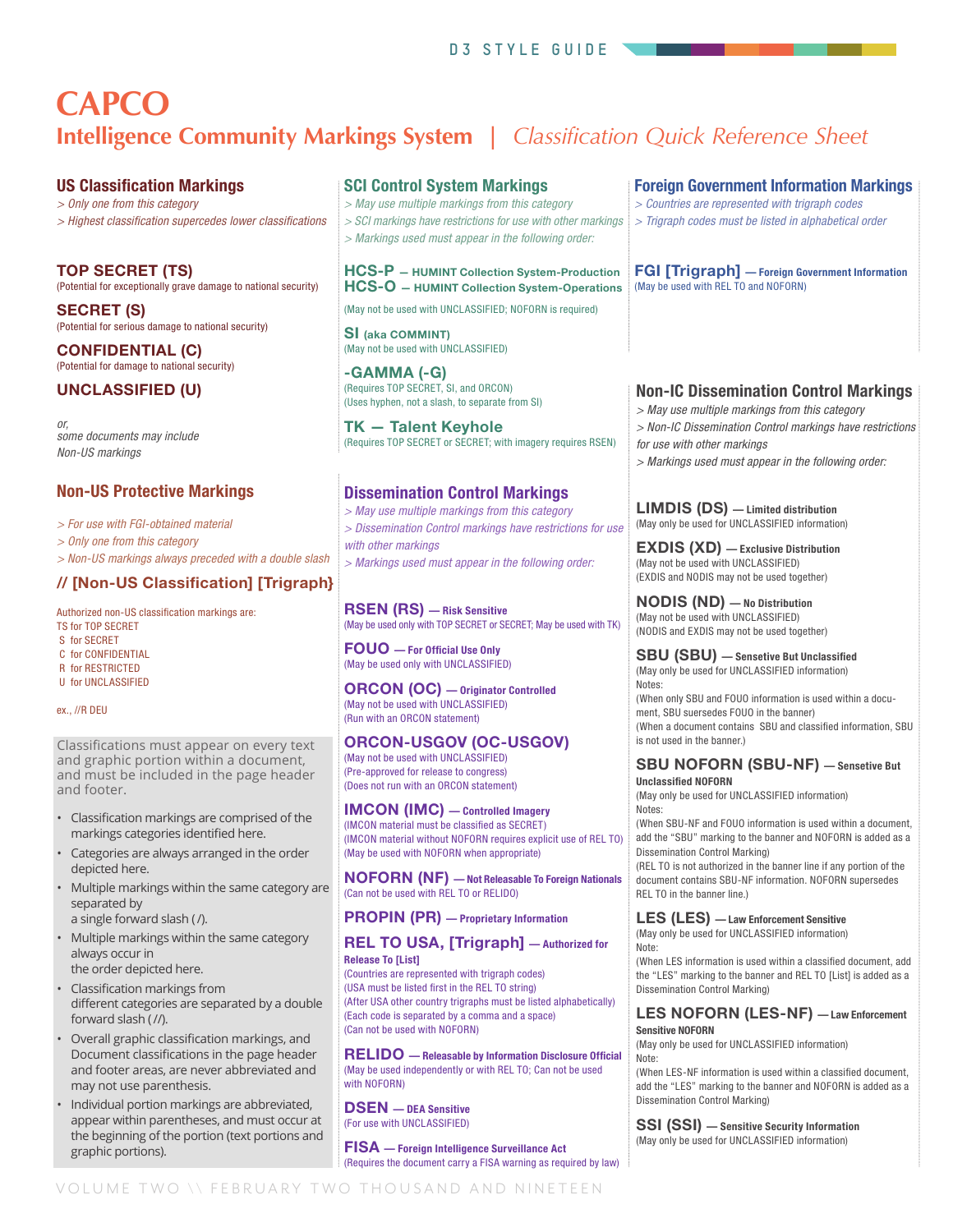# CAPCO

## Intelligence Community Markings System | *Classification Quick Reference Sheet*

### US Classification Markings

*> Only one from this category*
*> Highest classification supercedes lower classifications*

**TOP SECRET (TS)**
(Potential for exceptionally grave damage to national security)

**SECRET (S)**
(Potential for serious damage to national security)

**CONFIDENTIAL (C)**
(Potential for damage to national security)

**UNCLASSIFIED (U)**

*or, some documents may include Non-US markings*

### Non-US Protective Markings

*> For use with FGI-obtained material*
*> Only one from this category*
*> Non-US markings always preceded with a double slash*

**// [Non-US Classification] [Trigraph]**

Authorized non-US classification markings are:
TS for TOP SECRET
S for SECRET
C for CONFIDENTIAL
R for RESTRICTED
U for UNCLASSIFIED

ex., //R DEU

Classifications must appear on every text and graphic portion within a document, and must be included in the page header and footer.

- Classification markings are comprised of the markings categories identified here.
- Categories are always arranged in the order depicted here.
- Multiple markings within the same category are separated by a single forward slash ( / ).
- Multiple markings within the same category always occur in the order depicted here.
- Classification markings from different categories are separated by a double forward slash ( // ).
- Overall graphic classification markings, and Document classifications in the page header and footer areas, are never abbreviated and may not use parenthesis.
- Individual portion markings are abbreviated, appear within parentheses, and must occur at the beginning of the portion (text portions and graphic portions).

### SCI Control System Markings

*> May use multiple markings from this category*
*> SCI markings have restrictions for use with other markings*
*> Markings used must appear in the following order:*

**HCS-P — HUMINT Collection System-Production**
**HCS-O — HUMINT Collection System-Operations**
(May not be used with UNCLASSIFIED; NOFORN is required)

**SI (aka COMMINT)**
(May not be used with UNCLASSIFIED)

**-GAMMA (-G)**
(Requires TOP SECRET, SI, and ORCON)
(Uses hyphen, not a slash, to separate from SI)

**TK — Talent Keyhole**
(Requires TOP SECRET or SECRET; with imagery requires RSEN)

### Dissemination Control Markings

*> May use multiple markings from this category*
*> Dissemination Control markings have restrictions for use with other markings*
*> Markings used must appear in the following order:*

**RSEN (RS) — Risk Sensitive**
(May be used only with TOP SECRET or SECRET; May be used with TK)

**FOUO — For Official Use Only**
(May be used only with UNCLASSIFIED)

**ORCON (OC) — Originator Controlled**
(May not be used with UNCLASSIFIED)
(Run with an ORCON statement)

**ORCON-USGOV (OC-USGOV)**
(May not be used with UNCLASSIFIED)
(Pre-approved for release to congress)
(Does not run with an ORCON statement)

**IMCON (IMC) — Controlled Imagery**
(IMCON material must be classified as SECRET)
(IMCON material without NOFORN requires explicit use of REL TO)
(May be used with NOFORN when appropriate)

**NOFORN (NF) — Not Releasable To Foreign Nationals**
(Can not be used with REL TO or RELIDO)

**PROPIN (PR) — Proprietary Information**

**REL TO USA, [Trigraph] — Authorized for Release To [List]**
(Countries are represented with trigraph codes)
(USA must be listed first in the REL TO string)
(After USA other country trigraphs must be listed alphabetically)
(Each code is separated by a comma and a space)
(Can not be used with NOFORN)

**RELIDO — Releasable by Information Disclosure Official**
(May be used independently or with REL TO; Can not be used with NOFORN)

**DSEN — DEA Sensitive**
(For use with UNCLASSIFIED)

**FISA — Foreign Intelligence Surveillance Act**
(Requires the document carry a FISA warning as required by law)

### Foreign Government Information Markings

*> Countries are represented with trigraph codes*
*> Trigraph codes must be listed in alphabetical order*

**FGI [Trigraph] — Foreign Government Information**
(May be used with REL TO and NOFORN)

### Non-IC Dissemination Control Markings

*> May use multiple markings from this category*
*> Non-IC Dissemination Control markings have restrictions for use with other markings*
*> Markings used must appear in the following order:*

**LIMDIS (DS) — Limited distribution**
(May only be used for UNCLASSIFIED information)

**EXDIS (XD) — Exclusive Distribution**
(May not be used with UNCLASSIFIED)
(EXDIS and NODIS may not be used together)

**NODIS (ND) — No Distribution**
(May not be used with UNCLASSIFIED)
(NODIS and EXDIS may not be used together)

**SBU (SBU) — Sensetive But Unclassified**
(May only be used for UNCLASSIFIED information)
Notes:
(When only SBU and FOUO information is used within a document, SBU suersedes FOUO in the banner)
(When a document contains SBU and classified information, SBU is not used in the banner.)

**SBU NOFORN (SBU-NF) — Sensetive But Unclassified NOFORN**
(May only be used for UNCLASSIFIED information)
Notes:
(When SBU-NF and FOUO information is used within a document, add the "SBU" marking to the banner and NOFORN is added as a Dissemination Control Marking)
(REL TO is not authorized in the banner line if any portion of the document contains SBU-NF information. NOFORN supersedes REL TO in the banner line.)

**LES (LES) — Law Enforcement Sensitive**
(May only be used for UNCLASSIFIED information)
Note:
(When LES information is used within a classified document, add the "LES" marking to the banner and REL TO [List] is added as a Dissemination Control Marking)

**LES NOFORN (LES-NF) — Law Enforcement Sensitive NOFORN**
(May only be used for UNCLASSIFIED information)
Note:
(When LES-NF information is used within a classified document, add the "LES" marking to the banner and NOFORN is added as a Dissemination Control Marking)

**SSI (SSI) — Sensitive Security Information**
(May only be used for UNCLASSIFIED information)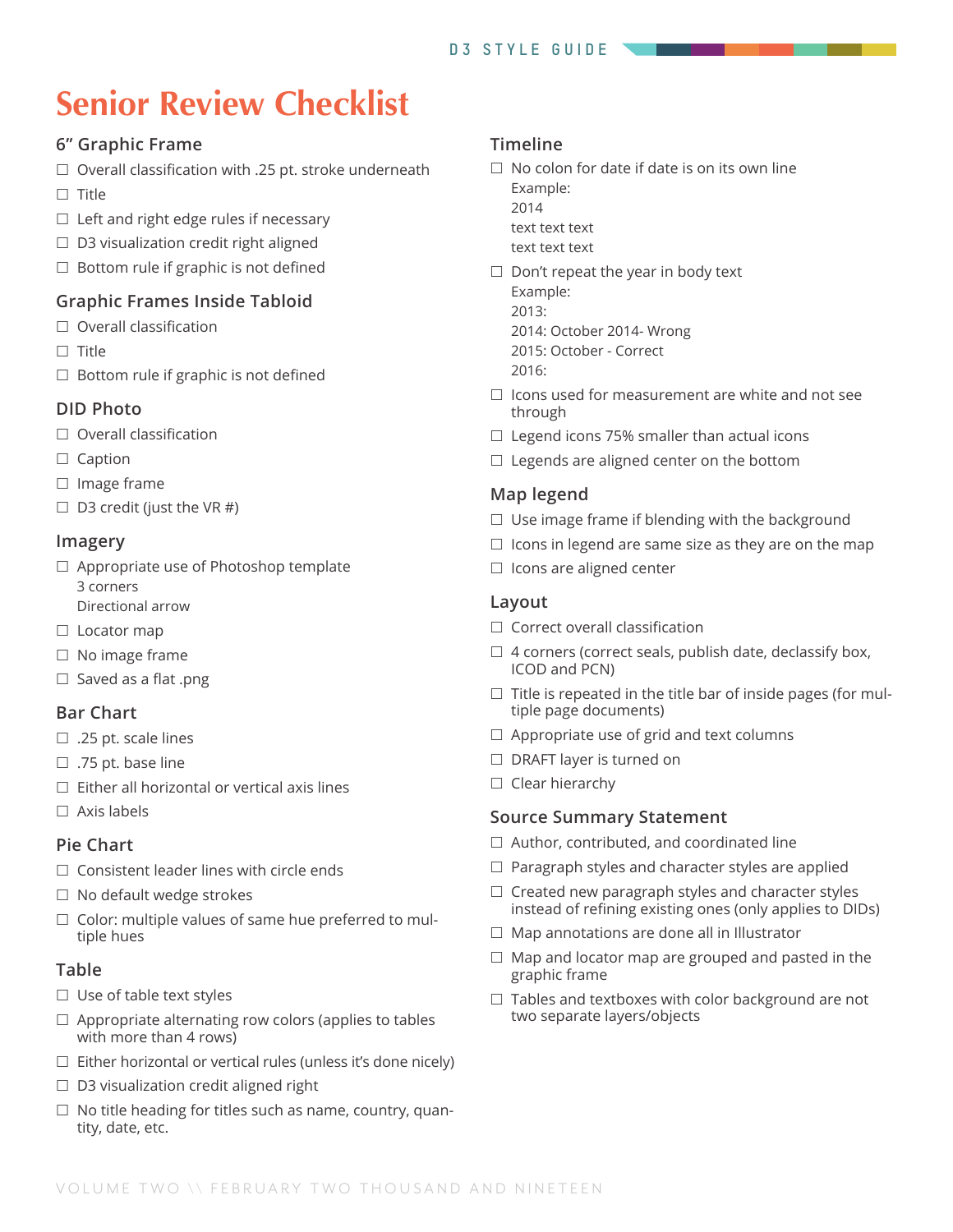# Senior Review Checklist

## 6" Graphic Frame

- ☐ Overall classification with .25 pt. stroke underneath
- ☐ Title
- ☐ Left and right edge rules if necessary
- ☐ D3 visualization credit right aligned
- ☐ Bottom rule if graphic is not defined

## Graphic Frames Inside Tabloid

- ☐ Overall classification
- ☐ Title
- ☐ Bottom rule if graphic is not defined

## DID Photo

- ☐ Overall classification
- ☐ Caption
- ☐ Image frame
- ☐ D3 credit (just the VR #)

## Imagery

- ☐ Appropriate use of Photoshop template
  3 corners
  Directional arrow
- ☐ Locator map
- ☐ No image frame
- ☐ Saved as a flat .png

## Bar Chart

- ☐ .25 pt. scale lines
- ☐ .75 pt. base line
- ☐ Either all horizontal or vertical axis lines
- ☐ Axis labels

## Pie Chart

- ☐ Consistent leader lines with circle ends
- ☐ No default wedge strokes
- ☐ Color: multiple values of same hue preferred to multiple hues

## Table

- ☐ Use of table text styles
- ☐ Appropriate alternating row colors (applies to tables with more than 4 rows)
- ☐ Either horizontal or vertical rules (unless it's done nicely)
- ☐ D3 visualization credit aligned right
- ☐ No title heading for titles such as name, country, quantity, date, etc.

## Timeline

- ☐ No colon for date if date is on its own line
  Example:
  2014
  text text text
  text text text
- ☐ Don't repeat the year in body text
  Example:
  2013:
  2014: October 2014- Wrong
  2015: October - Correct
  2016:
- ☐ Icons used for measurement are white and not see through
- ☐ Legend icons 75% smaller than actual icons
- ☐ Legends are aligned center on the bottom

## Map legend

- ☐ Use image frame if blending with the background
- ☐ Icons in legend are same size as they are on the map
- ☐ Icons are aligned center

## Layout

- ☐ Correct overall classification
- ☐ 4 corners (correct seals, publish date, declassify box, ICOD and PCN)
- ☐ Title is repeated in the title bar of inside pages (for multiple page documents)
- ☐ Appropriate use of grid and text columns
- ☐ DRAFT layer is turned on
- ☐ Clear hierarchy

## Source Summary Statement

- ☐ Author, contributed, and coordinated line
- ☐ Paragraph styles and character styles are applied
- ☐ Created new paragraph styles and character styles instead of refining existing ones (only applies to DIDs)
- ☐ Map annotations are done all in Illustrator
- ☐ Map and locator map are grouped and pasted in the graphic frame
- ☐ Tables and textboxes with color background are not two separate layers/objects